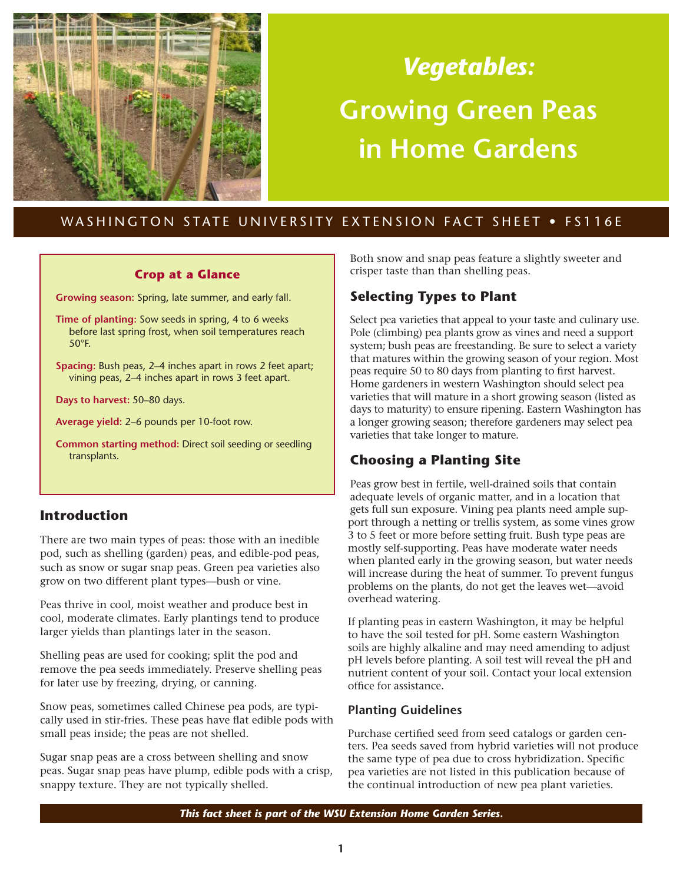# *Vegetables:* Growing Green Peas in Home Gardens

WASHINGTON STATE UNIVERSITY EXTENSION FACT SHEET • FS116E

### Crop at a Glance

**Growing season:** Spring, late summer, and early fall.

**Time of planting:** Sow seeds in spring, 4 to 6 weeks before last spring frost, when soil temperatures reach 50°F.

**Spacing:** Bush peas, 2–4 inches apart in rows 2 feet apart; vining peas, 2–4 inches apart in rows 3 feet apart.

**Days to harvest:** 50–80 days.

**Average yield:** 2–6 pounds per 10-foot row.

**Common starting method:** Direct soil seeding or seedling transplants.

## Introduction

There are two main types of peas: those with an inedible pod, such as shelling (garden) peas, and edible-pod peas, such as snow or sugar snap peas. Green pea varieties also grow on two different plant types—bush or vine.

Peas thrive in cool, moist weather and produce best in cool, moderate climates. Early plantings tend to produce larger yields than plantings later in the season.

Shelling peas are used for cooking; split the pod and remove the pea seeds immediately. Preserve shelling peas for later use by freezing, drying, or canning.

Snow peas, sometimes called Chinese pea pods, are typically used in stir-fries. These peas have flat edible pods with small peas inside; the peas are not shelled.

Sugar snap peas are a cross between shelling and snow peas. Sugar snap peas have plump, edible pods with a crisp, snappy texture. They are not typically shelled.

Both snow and snap peas feature a slightly sweeter and crisper taste than than shelling peas.

## Selecting Types to Plant

Select pea varieties that appeal to your taste and culinary use. Pole (climbing) pea plants grow as vines and need a support system; bush peas are freestanding. Be sure to select a variety that matures within the growing season of your region. Most peas require 50 to 80 days from planting to first harvest. Home gardeners in western Washington should select pea varieties that will mature in a short growing season (listed as days to maturity) to ensure ripening. Eastern Washington has a longer growing season; therefore gardeners may select pea varieties that take longer to mature.

## Choosing a Planting Site

Peas grow best in fertile, well-drained soils that contain adequate levels of organic matter, and in a location that gets full sun exposure. Vining pea plants need ample support through a netting or trellis system, as some vines grow 3 to 5 feet or more before setting fruit. Bush type peas are mostly self-supporting. Peas have moderate water needs when planted early in the growing season, but water needs will increase during the heat of summer. To prevent fungus problems on the plants, do not get the leaves wet—avoid overhead watering.

If planting peas in eastern Washington, it may be helpful to have the soil tested for pH. Some eastern Washington soils are highly alkaline and may need amending to adjust pH levels before planting. A soil test will reveal the pH and nutrient content of your soil. Contact your local extension office for assistance.

### Planting Guidelines

Purchase certified seed from seed catalogs or garden centers. Pea seeds saved from hybrid varieties will not produce the same type of pea due to cross hybridization. Specific pea varieties are not listed in this publication because of the continual introduction of new pea plant varieties.

***This fact sheet is part of the WSU Extension Home Garden Series.***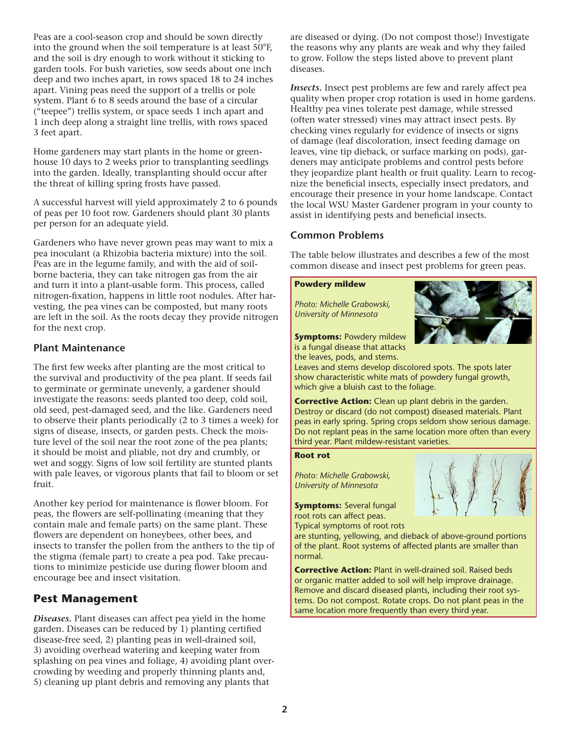Peas are a cool-season crop and should be sown directly into the ground when the soil temperature is at least 50°F, and the soil is dry enough to work without it sticking to garden tools. For bush varieties, sow seeds about one inch deep and two inches apart, in rows spaced 18 to 24 inches apart. Vining peas need the support of a trellis or pole system. Plant 6 to 8 seeds around the base of a circular ("teepee") trellis system, or space seeds 1 inch apart and 1 inch deep along a straight line trellis, with rows spaced 3 feet apart.

Home gardeners may start plants in the home or greenhouse 10 days to 2 weeks prior to transplanting seedlings into the garden. Ideally, transplanting should occur after the threat of killing spring frosts have passed.

A successful harvest will yield approximately 2 to 6 pounds of peas per 10 foot row. Gardeners should plant 30 plants per person for an adequate yield.

Gardeners who have never grown peas may want to mix a pea inoculant (a Rhizobia bacteria mixture) into the soil. Peas are in the legume family, and with the aid of soil-borne bacteria, they can take nitrogen gas from the air and turn it into a plant-usable form. This process, called nitrogen-fixation, happens in little root nodules. After harvesting, the pea vines can be composted, but many roots are left in the soil. As the roots decay they provide nitrogen for the next crop.

### Plant Maintenance

The first few weeks after planting are the most critical to the survival and productivity of the pea plant. If seeds fail to germinate or germinate unevenly, a gardener should investigate the reasons: seeds planted too deep, cold soil, old seed, pest-damaged seed, and the like. Gardeners need to observe their plants periodically (2 to 3 times a week) for signs of disease, insects, or garden pests. Check the moisture level of the soil near the root zone of the pea plants; it should be moist and pliable, not dry and crumbly, or wet and soggy. Signs of low soil fertility are stunted plants with pale leaves, or vigorous plants that fail to bloom or set fruit.

Another key period for maintenance is flower bloom. For peas, the flowers are self-pollinating (meaning that they contain male and female parts) on the same plant. These flowers are dependent on honeybees, other bees, and insects to transfer the pollen from the anthers to the tip of the stigma (female part) to create a pea pod. Take precautions to minimize pesticide use during flower bloom and encourage bee and insect visitation.

## Pest Management

***Diseases.*** Plant diseases can affect pea yield in the home garden. Diseases can be reduced by 1) planting certified disease-free seed, 2) planting peas in well-drained soil, 3) avoiding overhead watering and keeping water from splashing on pea vines and foliage, 4) avoiding plant overcrowding by weeding and properly thinning plants and, 5) cleaning up plant debris and removing any plants that are diseased or dying. (Do not compost those!) Investigate the reasons why any plants are weak and why they failed to grow. Follow the steps listed above to prevent plant diseases.

***Insects.*** Insect pest problems are few and rarely affect pea quality when proper crop rotation is used in home gardens. Healthy pea vines tolerate pest damage, while stressed (often water stressed) vines may attract insect pests. By checking vines regularly for evidence of insects or signs of damage (leaf discoloration, insect feeding damage on leaves, vine tip dieback, or surface marking on pods), gardeners may anticipate problems and control pests before they jeopardize plant health or fruit quality. Learn to recognize the beneficial insects, especially insect predators, and encourage their presence in your home landscape. Contact the local WSU Master Gardener program in your county to assist in identifying pests and beneficial insects.

### Common Problems

The table below illustrates and describes a few of the most common disease and insect pest problems for green peas.

**Powdery mildew**

*Photo: Michelle Grabowski, University of Minnesota*

**Symptoms:** Powdery mildew is a fungal disease that attacks the leaves, pods, and stems. Leaves and stems develop discolored spots. The spots later show characteristic white mats of powdery fungal growth, which give a bluish cast to the foliage.

**Corrective Action:** Clean up plant debris in the garden. Destroy or discard (do not compost) diseased materials. Plant peas in early spring. Spring crops seldom show serious damage. Do not replant peas in the same location more often than every third year. Plant mildew-resistant varieties.

**Root rot**

*Photo: Michelle Grabowski, University of Minnesota*

**Symptoms:** Several fungal root rots can affect peas. Typical symptoms of root rots are stunting, yellowing, and dieback of above-ground portions of the plant. Root systems of affected plants are smaller than normal.

**Corrective Action:** Plant in well-drained soil. Raised beds or organic matter added to soil will help improve drainage. Remove and discard diseased plants, including their root systems. Do not compost. Rotate crops. Do not plant peas in the same location more frequently than every third year.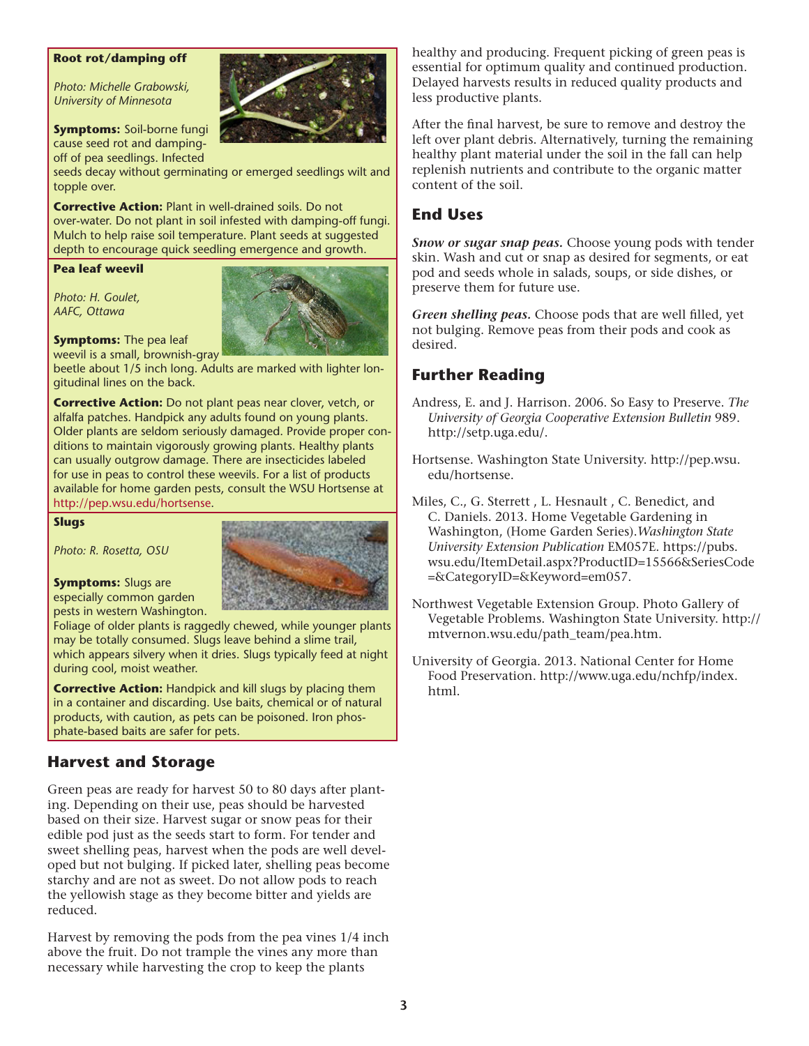**Root rot/damping off**

*Photo: Michelle Grabowski, University of Minnesota*

**Symptoms:** Soil-borne fungi cause seed rot and damping-off of pea seedlings. Infected seeds decay without germinating or emerged seedlings wilt and topple over.

**Corrective Action:** Plant in well-drained soils. Do not over-water. Do not plant in soil infested with damping-off fungi. Mulch to help raise soil temperature. Plant seeds at suggested depth to encourage quick seedling emergence and growth.

**Pea leaf weevil**

*Photo: H. Goulet, AAFC, Ottawa*

**Symptoms:** The pea leaf weevil is a small, brownish-gray beetle about 1/5 inch long. Adults are marked with lighter longitudinal lines on the back.

**Corrective Action:** Do not plant peas near clover, vetch, or alfalfa patches. Handpick any adults found on young plants. Older plants are seldom seriously damaged. Provide proper conditions to maintain vigorously growing plants. Healthy plants can usually outgrow damage. There are insecticides labeled for use in peas to control these weevils. For a list of products available for home garden pests, consult the WSU Hortsense at http://pep.wsu.edu/hortsense.

**Slugs**

*Photo: R. Rosetta, OSU*

**Symptoms:** Slugs are especially common garden pests in western Washington. Foliage of older plants is raggedly chewed, while younger plants may be totally consumed. Slugs leave behind a slime trail, which appears silvery when it dries. Slugs typically feed at night during cool, moist weather.

**Corrective Action:** Handpick and kill slugs by placing them in a container and discarding. Use baits, chemical or of natural products, with caution, as pets can be poisoned. Iron phosphate-based baits are safer for pets.

## Harvest and Storage

Green peas are ready for harvest 50 to 80 days after planting. Depending on their use, peas should be harvested based on their size. Harvest sugar or snow peas for their edible pod just as the seeds start to form. For tender and sweet shelling peas, harvest when the pods are well developed but not bulging. If picked later, shelling peas become starchy and are not as sweet. Do not allow pods to reach the yellowish stage as they become bitter and yields are reduced.

Harvest by removing the pods from the pea vines 1/4 inch above the fruit. Do not trample the vines any more than necessary while harvesting the crop to keep the plants healthy and producing. Frequent picking of green peas is essential for optimum quality and continued production. Delayed harvests results in reduced quality products and less productive plants.

After the final harvest, be sure to remove and destroy the left over plant debris. Alternatively, turning the remaining healthy plant material under the soil in the fall can help replenish nutrients and contribute to the organic matter content of the soil.

## End Uses

***Snow or sugar snap peas.*** Choose young pods with tender skin. Wash and cut or snap as desired for segments, or eat pod and seeds whole in salads, soups, or side dishes, or preserve them for future use.

***Green shelling peas.*** Choose pods that are well filled, yet not bulging. Remove peas from their pods and cook as desired.

## Further Reading

Andress, E. and J. Harrison. 2006. So Easy to Preserve. *The University of Georgia Cooperative Extension Bulletin* 989. http://setp.uga.edu/.

Hortsense. Washington State University. http://pep.wsu.edu/hortsense.

Miles, C., G. Sterrett , L. Hesnault , C. Benedict, and C. Daniels. 2013. Home Vegetable Gardening in Washington, (Home Garden Series).*Washington State University Extension Publication* EM057E. https://pubs.wsu.edu/ItemDetail.aspx?ProductID=15566&SeriesCode=&CategoryID=&Keyword=em057.

Northwest Vegetable Extension Group. Photo Gallery of Vegetable Problems. Washington State University. http://mtvernon.wsu.edu/path_team/pea.htm.

University of Georgia. 2013. National Center for Home Food Preservation. http://www.uga.edu/nchfp/index.html.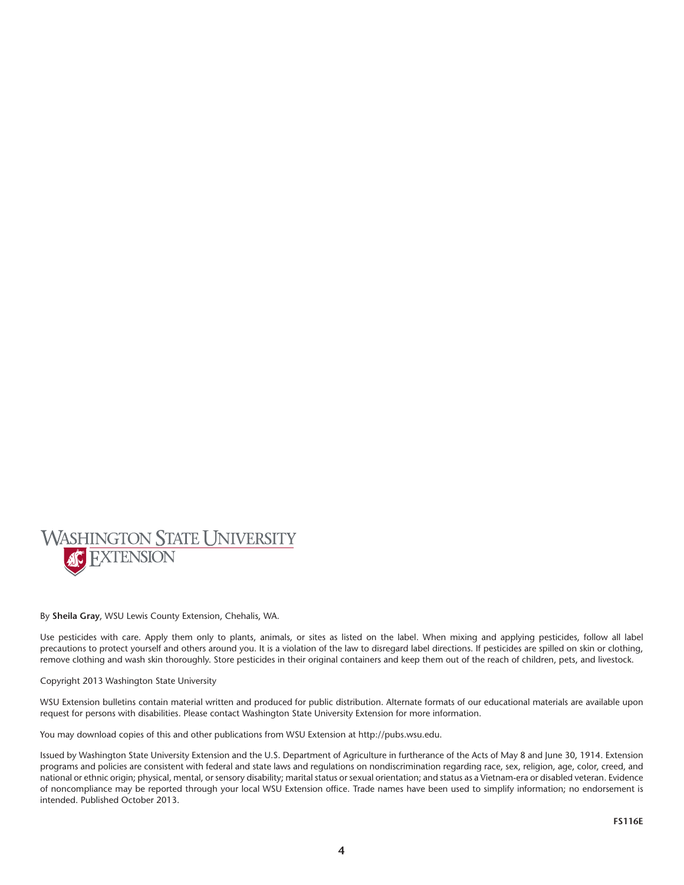WASHINGTON STATE UNIVERSITY EXTENSION

By **Sheila Gray**, WSU Lewis County Extension, Chehalis, WA.

Use pesticides with care. Apply them only to plants, animals, or sites as listed on the label. When mixing and applying pesticides, follow all label precautions to protect yourself and others around you. It is a violation of the law to disregard label directions. If pesticides are spilled on skin or clothing, remove clothing and wash skin thoroughly. Store pesticides in their original containers and keep them out of the reach of children, pets, and livestock.

Copyright 2013 Washington State University

WSU Extension bulletins contain material written and produced for public distribution. Alternate formats of our educational materials are available upon request for persons with disabilities. Please contact Washington State University Extension for more information.

You may download copies of this and other publications from WSU Extension at http://pubs.wsu.edu.

Issued by Washington State University Extension and the U.S. Department of Agriculture in furtherance of the Acts of May 8 and June 30, 1914. Extension programs and policies are consistent with federal and state laws and regulations on nondiscrimination regarding race, sex, religion, age, color, creed, and national or ethnic origin; physical, mental, or sensory disability; marital status or sexual orientation; and status as a Vietnam-era or disabled veteran. Evidence of noncompliance may be reported through your local WSU Extension office. Trade names have been used to simplify information; no endorsement is intended. Published October 2013.

**FS116E**